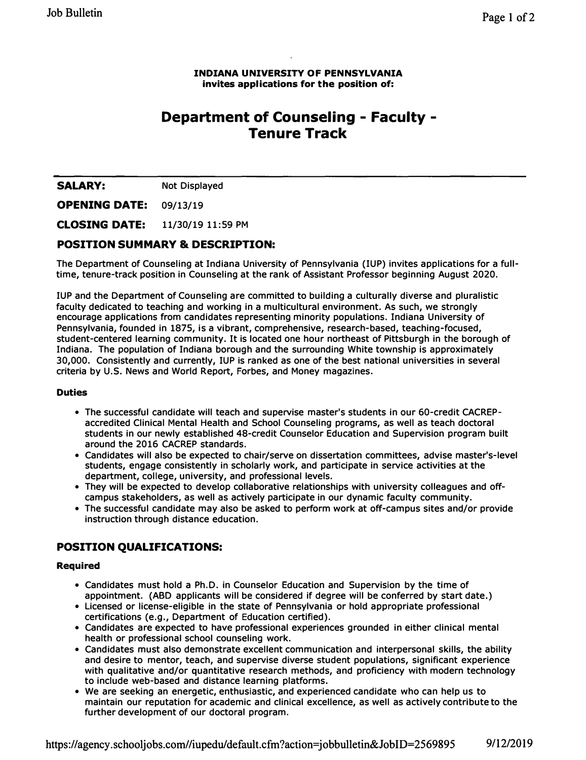**INDIANA UNIVERSITY OF PENNSYLVANIA**
**invites applications for the position of:**

# Department of Counseling - Faculty - Tenure Track

**SALARY:** Not Displayed

**OPENING DATE:** 09/13/19

**CLOSING DATE:** 11/30/19 11:59 PM

## POSITION SUMMARY & DESCRIPTION:

The Department of Counseling at Indiana University of Pennsylvania (IUP) invites applications for a full-time, tenure-track position in Counseling at the rank of Assistant Professor beginning August 2020.

IUP and the Department of Counseling are committed to building a culturally diverse and pluralistic faculty dedicated to teaching and working in a multicultural environment. As such, we strongly encourage applications from candidates representing minority populations. Indiana University of Pennsylvania, founded in 1875, is a vibrant, comprehensive, research-based, teaching-focused, student-centered learning community. It is located one hour northeast of Pittsburgh in the borough of Indiana. The population of Indiana borough and the surrounding White township is approximately 30,000. Consistently and currently, IUP is ranked as one of the best national universities in several criteria by U.S. News and World Report, Forbes, and Money magazines.

### Duties

- The successful candidate will teach and supervise master's students in our 60-credit CACREP-accredited Clinical Mental Health and School Counseling programs, as well as teach doctoral students in our newly established 48-credit Counselor Education and Supervision program built around the 2016 CACREP standards.
- Candidates will also be expected to chair/serve on dissertation committees, advise master's-level students, engage consistently in scholarly work, and participate in service activities at the department, college, university, and professional levels.
- They will be expected to develop collaborative relationships with university colleagues and off-campus stakeholders, as well as actively participate in our dynamic faculty community.
- The successful candidate may also be asked to perform work at off-campus sites and/or provide instruction through distance education.

## POSITION QUALIFICATIONS:

### Required

- Candidates must hold a Ph.D. in Counselor Education and Supervision by the time of appointment. (ABD applicants will be considered if degree will be conferred by start date.)
- Licensed or license-eligible in the state of Pennsylvania or hold appropriate professional certifications (e.g., Department of Education certified).
- Candidates are expected to have professional experiences grounded in either clinical mental health or professional school counseling work.
- Candidates must also demonstrate excellent communication and interpersonal skills, the ability and desire to mentor, teach, and supervise diverse student populations, significant experience with qualitative and/or quantitative research methods, and proficiency with modern technology to include web-based and distance learning platforms.
- We are seeking an energetic, enthusiastic, and experienced candidate who can help us to maintain our reputation for academic and clinical excellence, as well as actively contribute to the further development of our doctoral program.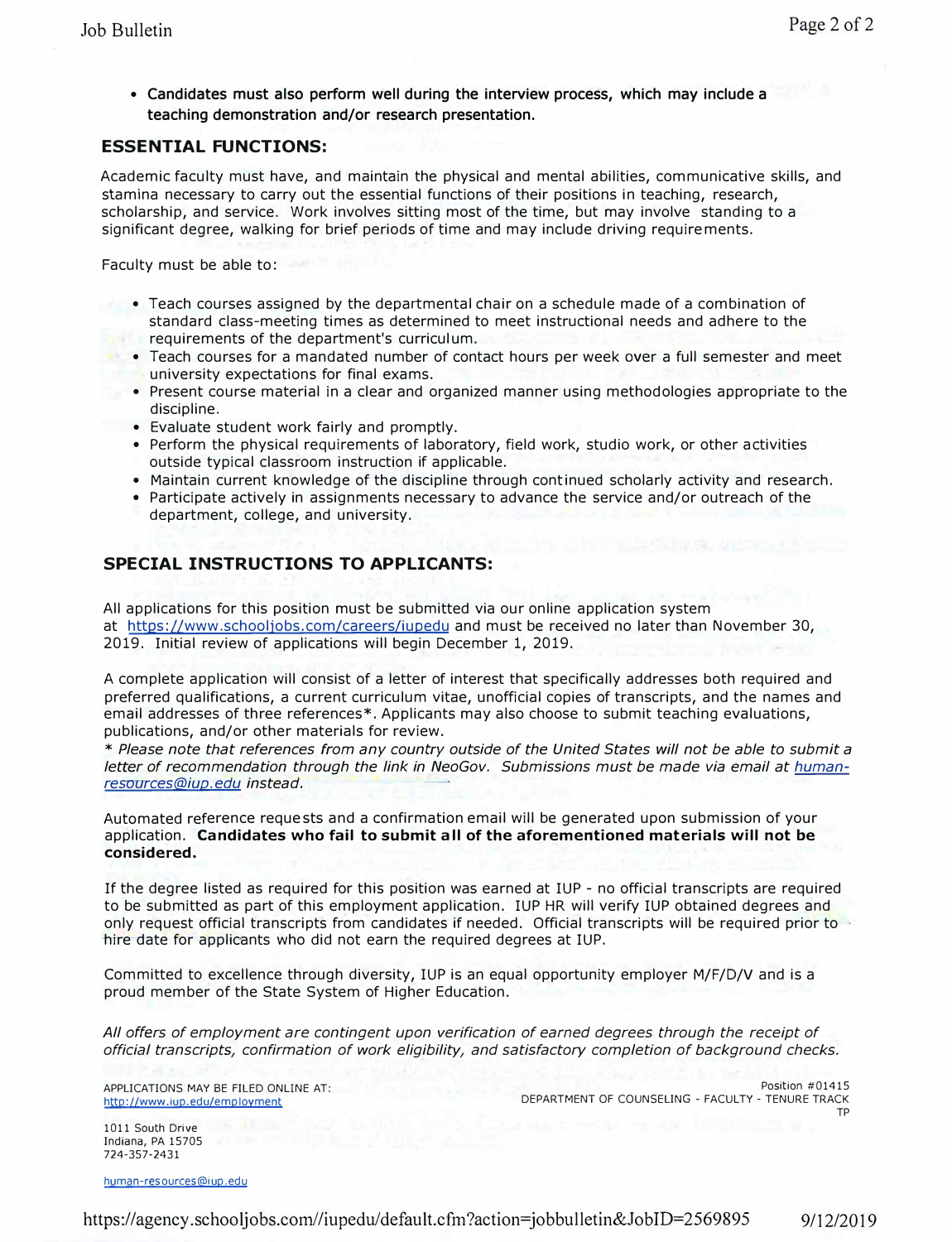- **Candidates must also perform well during the interview process, which may include a teaching demonstration and/or research presentation.**

## ESSENTIAL FUNCTIONS:

Academic faculty must have, and maintain the physical and mental abilities, communicative skills, and stamina necessary to carry out the essential functions of their positions in teaching, research, scholarship, and service. Work involves sitting most of the time, but may involve standing to a significant degree, walking for brief periods of time and may include driving requirements.

Faculty must be able to:

- Teach courses assigned by the departmental chair on a schedule made of a combination of standard class-meeting times as determined to meet instructional needs and adhere to the requirements of the department's curriculum.
- Teach courses for a mandated number of contact hours per week over a full semester and meet university expectations for final exams.
- Present course material in a clear and organized manner using methodologies appropriate to the discipline.
- Evaluate student work fairly and promptly.
- Perform the physical requirements of laboratory, field work, studio work, or other activities outside typical classroom instruction if applicable.
- Maintain current knowledge of the discipline through continued scholarly activity and research.
- Participate actively in assignments necessary to advance the service and/or outreach of the department, college, and university.

## SPECIAL INSTRUCTIONS TO APPLICANTS:

All applications for this position must be submitted via our online application system at https://www.schooljobs.com/careers/iupedu and must be received no later than November 30, 2019. Initial review of applications will begin December 1, 2019.

A complete application will consist of a letter of interest that specifically addresses both required and preferred qualifications, a current curriculum vitae, unofficial copies of transcripts, and the names and email addresses of three references*. Applicants may also choose to submit teaching evaluations, publications, and/or other materials for review.

*\* Please note that references from any country outside of the United States will not be able to submit a letter of recommendation through the link in NeoGov. Submissions must be made via email at human-resources@iup.edu instead.*

Automated reference requests and a confirmation email will be generated upon submission of your application. **Candidates who fail to submit all of the aforementioned materials will not be considered.**

If the degree listed as required for this position was earned at IUP - no official transcripts are required to be submitted as part of this employment application. IUP HR will verify IUP obtained degrees and only request official transcripts from candidates if needed. Official transcripts will be required prior to hire date for applicants who did not earn the required degrees at IUP.

Committed to excellence through diversity, IUP is an equal opportunity employer M/F/D/V and is a proud member of the State System of Higher Education.

*All offers of employment are contingent upon verification of earned degrees through the receipt of official transcripts, confirmation of work eligibility, and satisfactory completion of background checks.*

APPLICATIONS MAY BE FILED ONLINE AT:
http://www.iup.edu/employment

1011 South Drive
Indiana, PA 15705
724-357-2431

human-resources@iup.edu

Position #01415
DEPARTMENT OF COUNSELING - FACULTY - TENURE TRACK
TP